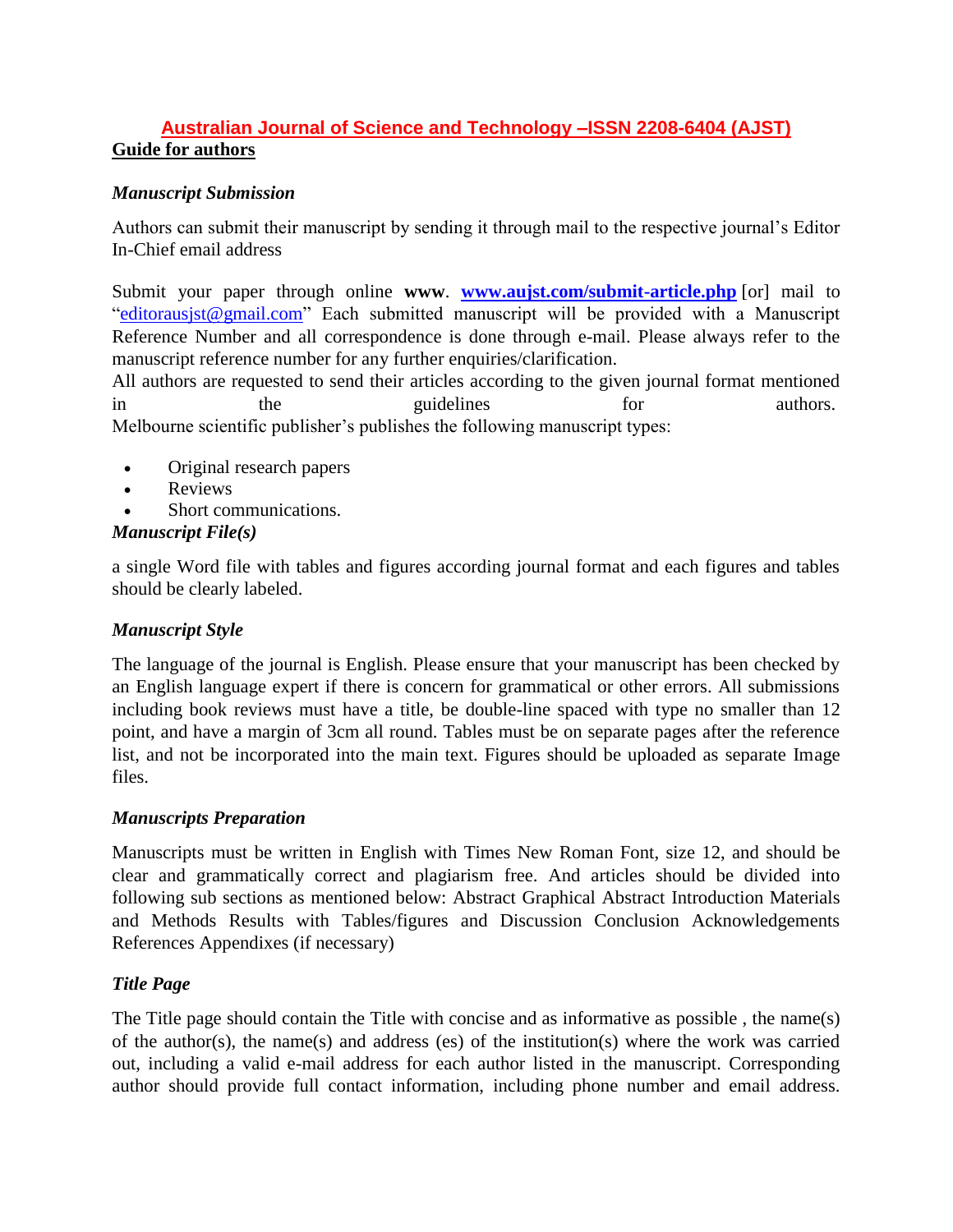# Australian Journal of Science and Technology –ISSN 2208-6404 (AJST)

## Guide for authors

### *Manuscript Submission*

Authors can submit their manuscript by sending it through mail to the respective journal's Editor In-Chief email address

Submit your paper through online **www**. **www.aujst.com/submit-article.php** [or] mail to "editorausjst@gmail.com" Each submitted manuscript will be provided with a Manuscript Reference Number and all correspondence is done through e-mail. Please always refer to the manuscript reference number for any further enquiries/clarification.
All authors are requested to send their articles according to the given journal format mentioned in the guidelines for authors.
Melbourne scientific publisher's publishes the following manuscript types:

- Original research papers
- Reviews
- Short communications.

### *Manuscript File(s)*

a single Word file with tables and figures according journal format and each figures and tables should be clearly labeled.

### *Manuscript Style*

The language of the journal is English. Please ensure that your manuscript has been checked by an English language expert if there is concern for grammatical or other errors. All submissions including book reviews must have a title, be double-line spaced with type no smaller than 12 point, and have a margin of 3cm all round. Tables must be on separate pages after the reference list, and not be incorporated into the main text. Figures should be uploaded as separate Image files.

### *Manuscripts Preparation*

Manuscripts must be written in English with Times New Roman Font, size 12, and should be clear and grammatically correct and plagiarism free. And articles should be divided into following sub sections as mentioned below: Abstract Graphical Abstract Introduction Materials and Methods Results with Tables/figures and Discussion Conclusion Acknowledgements References Appendixes (if necessary)

### *Title Page*

The Title page should contain the Title with concise and as informative as possible , the name(s) of the author(s), the name(s) and address (es) of the institution(s) where the work was carried out, including a valid e-mail address for each author listed in the manuscript. Corresponding author should provide full contact information, including phone number and email address.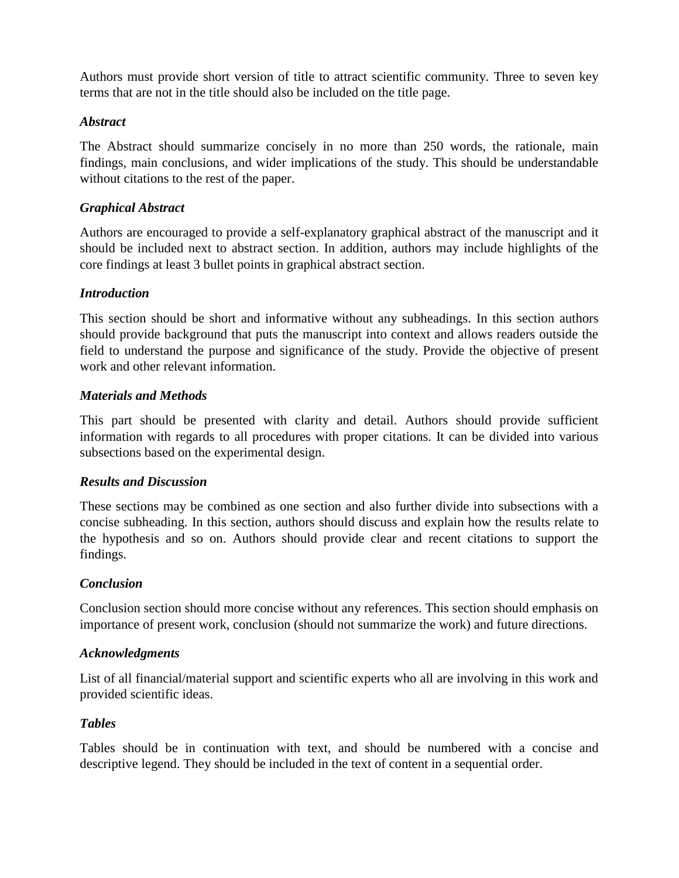Authors must provide short version of title to attract scientific community. Three to seven key terms that are not in the title should also be included on the title page.

### *Abstract*

The Abstract should summarize concisely in no more than 250 words, the rationale, main findings, main conclusions, and wider implications of the study. This should be understandable without citations to the rest of the paper.

### *Graphical Abstract*

Authors are encouraged to provide a self-explanatory graphical abstract of the manuscript and it should be included next to abstract section. In addition, authors may include highlights of the core findings at least 3 bullet points in graphical abstract section.

### *Introduction*

This section should be short and informative without any subheadings. In this section authors should provide background that puts the manuscript into context and allows readers outside the field to understand the purpose and significance of the study. Provide the objective of present work and other relevant information.

### *Materials and Methods*

This part should be presented with clarity and detail. Authors should provide sufficient information with regards to all procedures with proper citations. It can be divided into various subsections based on the experimental design.

### *Results and Discussion*

These sections may be combined as one section and also further divide into subsections with a concise subheading. In this section, authors should discuss and explain how the results relate to the hypothesis and so on. Authors should provide clear and recent citations to support the findings.

### *Conclusion*

Conclusion section should more concise without any references. This section should emphasis on importance of present work, conclusion (should not summarize the work) and future directions.

### *Acknowledgments*

List of all financial/material support and scientific experts who all are involving in this work and provided scientific ideas.

### *Tables*

Tables should be in continuation with text, and should be numbered with a concise and descriptive legend. They should be included in the text of content in a sequential order.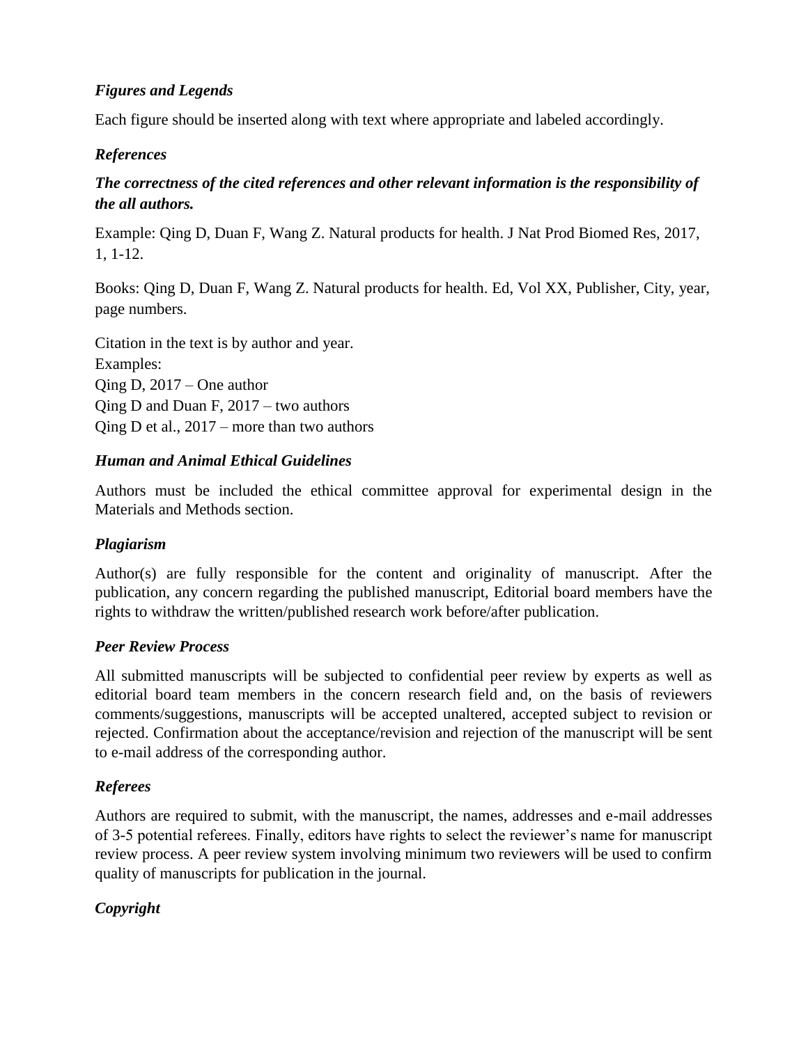### *Figures and Legends*

Each figure should be inserted along with text where appropriate and labeled accordingly.

### *References*

***The correctness of the cited references and other relevant information is the responsibility of the all authors.***

Example: Qing D, Duan F, Wang Z. Natural products for health. J Nat Prod Biomed Res, 2017, 1, 1-12.

Books: Qing D, Duan F, Wang Z. Natural products for health. Ed, Vol XX, Publisher, City, year, page numbers.

Citation in the text is by author and year.
Examples:
Qing D, 2017 – One author
Qing D and Duan F, 2017 – two authors
Qing D et al., 2017 – more than two authors

### *Human and Animal Ethical Guidelines*

Authors must be included the ethical committee approval for experimental design in the Materials and Methods section.

### *Plagiarism*

Author(s) are fully responsible for the content and originality of manuscript. After the publication, any concern regarding the published manuscript, Editorial board members have the rights to withdraw the written/published research work before/after publication.

### *Peer Review Process*

All submitted manuscripts will be subjected to confidential peer review by experts as well as editorial board team members in the concern research field and, on the basis of reviewers comments/suggestions, manuscripts will be accepted unaltered, accepted subject to revision or rejected. Confirmation about the acceptance/revision and rejection of the manuscript will be sent to e-mail address of the corresponding author.

### *Referees*

Authors are required to submit, with the manuscript, the names, addresses and e-mail addresses of 3-5 potential referees. Finally, editors have rights to select the reviewer's name for manuscript review process. A peer review system involving minimum two reviewers will be used to confirm quality of manuscripts for publication in the journal.

### *Copyright*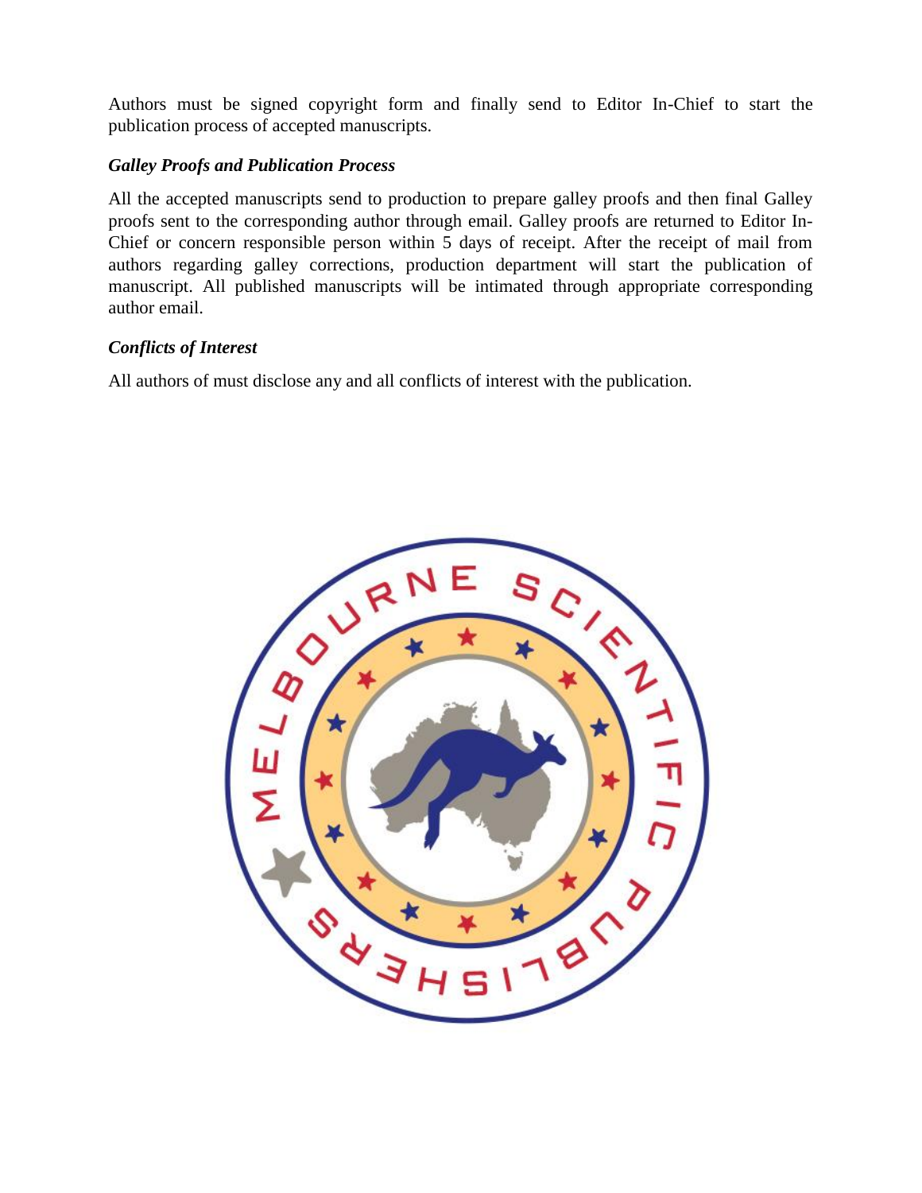Authors must be signed copyright form and finally send to Editor In-Chief to start the publication process of accepted manuscripts.

### *Galley Proofs and Publication Process*

All the accepted manuscripts send to production to prepare galley proofs and then final Galley proofs sent to the corresponding author through email. Galley proofs are returned to Editor In-Chief or concern responsible person within 5 days of receipt. After the receipt of mail from authors regarding galley corrections, production department will start the publication of manuscript. All published manuscripts will be intimated through appropriate corresponding author email.

### *Conflicts of Interest*

All authors of must disclose any and all conflicts of interest with the publication.